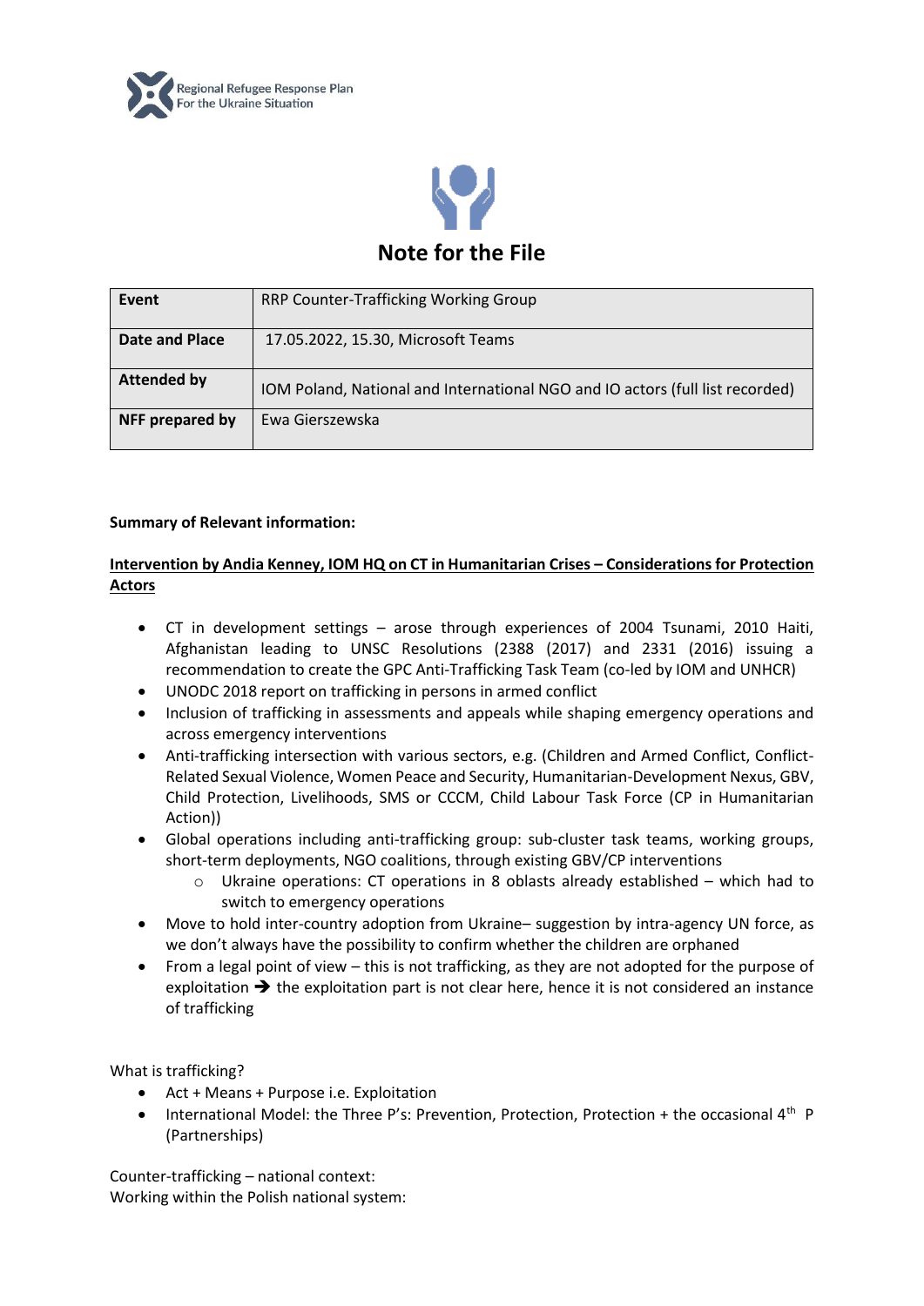Regional Refugee Response Plan
For the Ukraine Situation

# Note for the File

| Event | RRP Counter-Trafficking Working Group |
|---|---|
| Date and Place | 17.05.2022, 15.30, Microsoft Teams |
| Attended by | IOM Poland, National and International NGO and IO actors (full list recorded) |
| NFF prepared by | Ewa Gierszewska |

**Summary of Relevant information:**

**Intervention by Andia Kenney, IOM HQ on CT in Humanitarian Crises – Considerations for Protection Actors**

- CT in development settings – arose through experiences of 2004 Tsunami, 2010 Haiti, Afghanistan leading to UNSC Resolutions (2388 (2017) and 2331 (2016) issuing a recommendation to create the GPC Anti-Trafficking Task Team (co-led by IOM and UNHCR)
- UNODC 2018 report on trafficking in persons in armed conflict
- Inclusion of trafficking in assessments and appeals while shaping emergency operations and across emergency interventions
- Anti-trafficking intersection with various sectors, e.g. (Children and Armed Conflict, Conflict-Related Sexual Violence, Women Peace and Security, Humanitarian-Development Nexus, GBV, Child Protection, Livelihoods, SMS or CCCM, Child Labour Task Force (CP in Humanitarian Action))
- Global operations including anti-trafficking group: sub-cluster task teams, working groups, short-term deployments, NGO coalitions, through existing GBV/CP interventions
    - Ukraine operations: CT operations in 8 oblasts already established – which had to switch to emergency operations
- Move to hold inter-country adoption from Ukraine– suggestion by intra-agency UN force, as we don't always have the possibility to confirm whether the children are orphaned
- From a legal point of view – this is not trafficking, as they are not adopted for the purpose of exploitation ➔ the exploitation part is not clear here, hence it is not considered an instance of trafficking

What is trafficking?

- Act + Means + Purpose i.e. Exploitation
- International Model: the Three P's: Prevention, Protection, Protection + the occasional 4th P (Partnerships)

Counter-trafficking – national context:
Working within the Polish national system: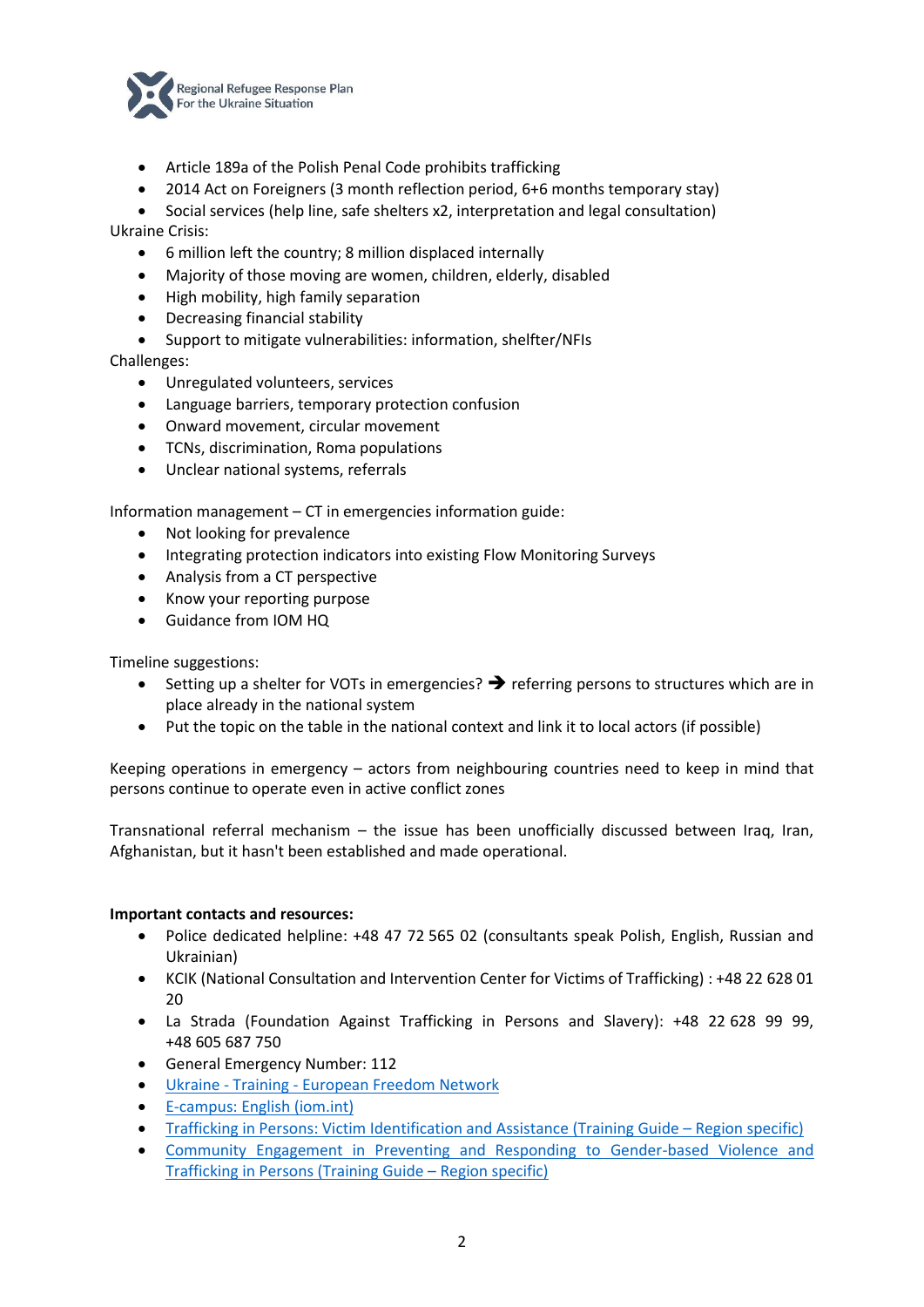- Article 189a of the Polish Penal Code prohibits trafficking
- 2014 Act on Foreigners (3 month reflection period, 6+6 months temporary stay)
- Social services (help line, safe shelters x2, interpretation and legal consultation)

Ukraine Crisis:

- 6 million left the country; 8 million displaced internally
- Majority of those moving are women, children, elderly, disabled
- High mobility, high family separation
- Decreasing financial stability
- Support to mitigate vulnerabilities: information, shelfter/NFIs

Challenges:

- Unregulated volunteers, services
- Language barriers, temporary protection confusion
- Onward movement, circular movement
- TCNs, discrimination, Roma populations
- Unclear national systems, referrals

Information management – CT in emergencies information guide:

- Not looking for prevalence
- Integrating protection indicators into existing Flow Monitoring Surveys
- Analysis from a CT perspective
- Know your reporting purpose
- Guidance from IOM HQ

Timeline suggestions:

- Setting up a shelter for VOTs in emergencies? ➔ referring persons to structures which are in place already in the national system
- Put the topic on the table in the national context and link it to local actors (if possible)

Keeping operations in emergency – actors from neighbouring countries need to keep in mind that persons continue to operate even in active conflict zones

Transnational referral mechanism – the issue has been unofficially discussed between Iraq, Iran, Afghanistan, but it hasn't been established and made operational.

**Important contacts and resources:**

- Police dedicated helpline: +48 47 72 565 02 (consultants speak Polish, English, Russian and Ukrainian)
- KCIK (National Consultation and Intervention Center for Victims of Trafficking) : +48 22 628 01 20
- La Strada (Foundation Against Trafficking in Persons and Slavery): +48 22 628 99 99, +48 605 687 750
- General Emergency Number: 112
- Ukraine - Training - European Freedom Network
- E-campus: English (iom.int)
- Trafficking in Persons: Victim Identification and Assistance (Training Guide – Region specific)
- Community Engagement in Preventing and Responding to Gender-based Violence and Trafficking in Persons (Training Guide – Region specific)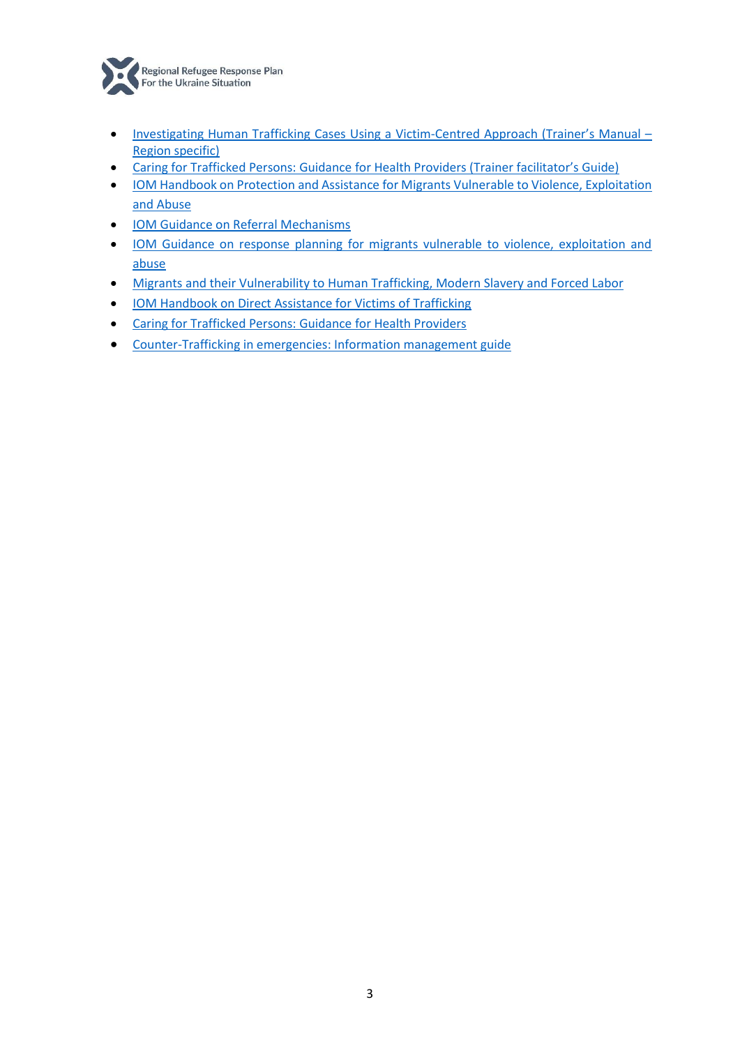- Investigating Human Trafficking Cases Using a Victim-Centred Approach (Trainer's Manual – Region specific)
- Caring for Trafficked Persons: Guidance for Health Providers (Trainer facilitator's Guide)
- IOM Handbook on Protection and Assistance for Migrants Vulnerable to Violence, Exploitation and Abuse
- IOM Guidance on Referral Mechanisms
- IOM Guidance on response planning for migrants vulnerable to violence, exploitation and abuse
- Migrants and their Vulnerability to Human Trafficking, Modern Slavery and Forced Labor
- IOM Handbook on Direct Assistance for Victims of Trafficking
- Caring for Trafficked Persons: Guidance for Health Providers
- Counter-Trafficking in emergencies: Information management guide